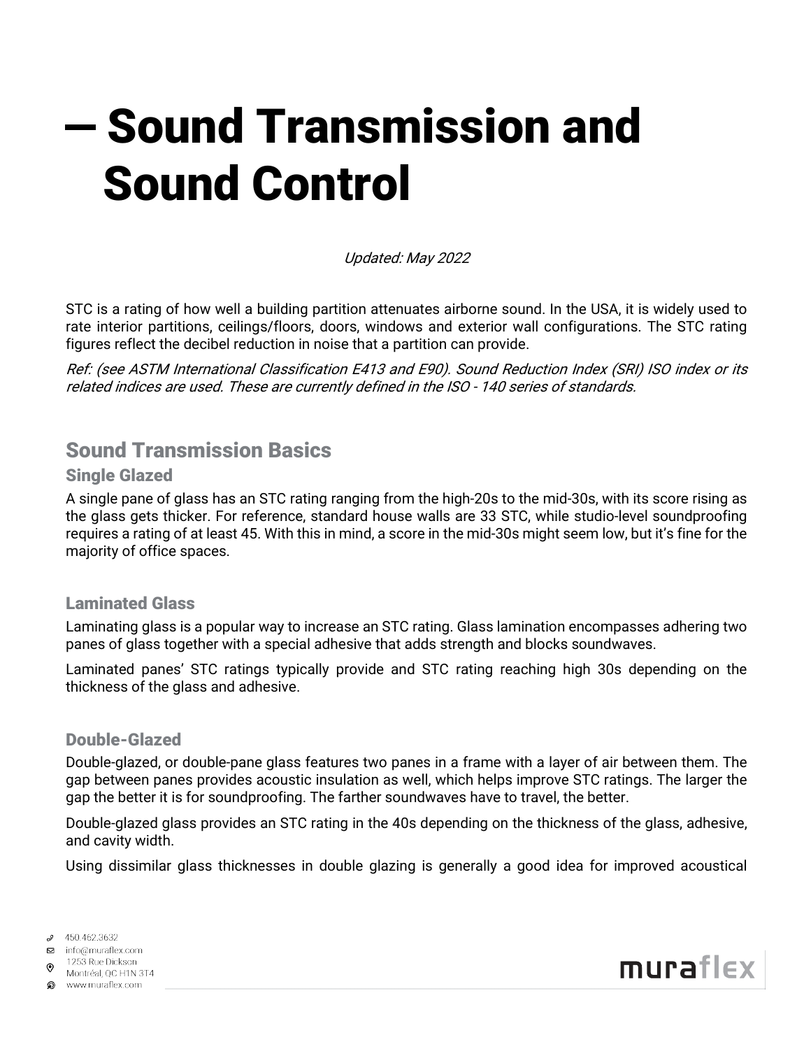# – Sound Transmission and Sound Control

*Updated: May 2022*

STC is a rating of how well a building partition attenuates airborne sound. In the USA, it is widely used to rate interior partitions, ceilings/floors, doors, windows and exterior wall configurations. The STC rating figures reflect the decibel reduction in noise that a partition can provide.

*Ref: (see ASTM International Classification E413 and E90). Sound Reduction Index (SRI) ISO index or its related indices are used. These are currently defined in the ISO - 140 series of standards.*

## Sound Transmission Basics

### Single Glazed

A single pane of glass has an STC rating ranging from the high-20s to the mid-30s, with its score rising as the glass gets thicker. For reference, standard house walls are 33 STC, while studio-level soundproofing requires a rating of at least 45. With this in mind, a score in the mid-30s might seem low, but it's fine for the majority of office spaces.

### Laminated Glass

Laminating glass is a popular way to increase an STC rating. Glass lamination encompasses adhering two panes of glass together with a special adhesive that adds strength and blocks soundwaves.

Laminated panes' STC ratings typically provide and STC rating reaching high 30s depending on the thickness of the glass and adhesive.

### Double-Glazed

Double-glazed, or double-pane glass features two panes in a frame with a layer of air between them. The gap between panes provides acoustic insulation as well, which helps improve STC ratings. The larger the gap the better it is for soundproofing. The farther soundwaves have to travel, the better.

Double-glazed glass provides an STC rating in the 40s depending on the thickness of the glass, adhesive, and cavity width.

Using dissimilar glass thicknesses in double glazing is generally a good idea for improved acoustical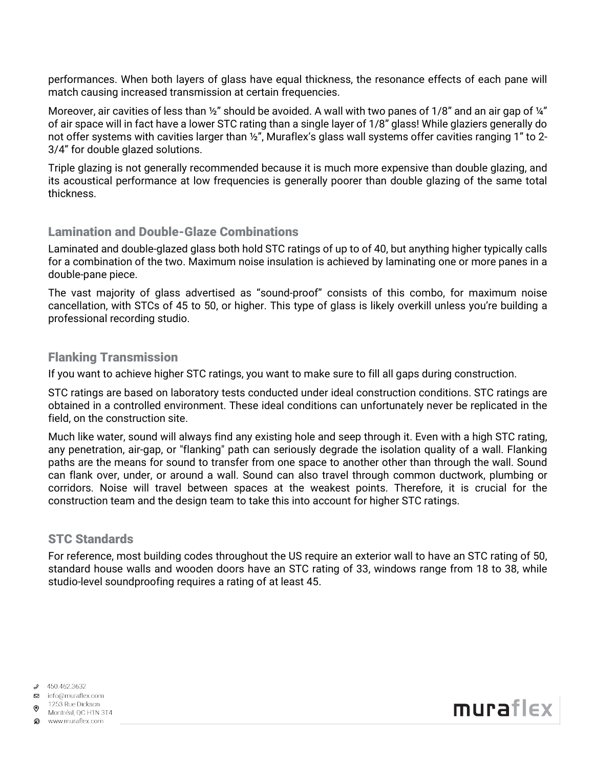performances. When both layers of glass have equal thickness, the resonance effects of each pane will match causing increased transmission at certain frequencies.

Moreover, air cavities of less than ½" should be avoided. A wall with two panes of 1/8" and an air gap of ¼" of air space will in fact have a lower STC rating than a single layer of 1/8" glass! While glaziers generally do not offer systems with cavities larger than ½", Muraflex's glass wall systems offer cavities ranging 1" to 2-3/4" for double glazed solutions.

Triple glazing is not generally recommended because it is much more expensive than double glazing, and its acoustical performance at low frequencies is generally poorer than double glazing of the same total thickness.

## Lamination and Double-Glaze Combinations

Laminated and double-glazed glass both hold STC ratings of up to of 40, but anything higher typically calls for a combination of the two. Maximum noise insulation is achieved by laminating one or more panes in a double-pane piece.

The vast majority of glass advertised as "sound-proof" consists of this combo, for maximum noise cancellation, with STCs of 45 to 50, or higher. This type of glass is likely overkill unless you're building a professional recording studio.

## Flanking Transmission

If you want to achieve higher STC ratings, you want to make sure to fill all gaps during construction.

STC ratings are based on laboratory tests conducted under ideal construction conditions. STC ratings are obtained in a controlled environment. These ideal conditions can unfortunately never be replicated in the field, on the construction site.

Much like water, sound will always find any existing hole and seep through it. Even with a high STC rating, any penetration, air-gap, or "flanking" path can seriously degrade the isolation quality of a wall. Flanking paths are the means for sound to transfer from one space to another other than through the wall. Sound can flank over, under, or around a wall. Sound can also travel through common ductwork, plumbing or corridors. Noise will travel between spaces at the weakest points. Therefore, it is crucial for the construction team and the design team to take this into account for higher STC ratings.

## STC Standards

For reference, most building codes throughout the US require an exterior wall to have an STC rating of 50, standard house walls and wooden doors have an STC rating of 33, windows range from 18 to 38, while studio-level soundproofing requires a rating of at least 45.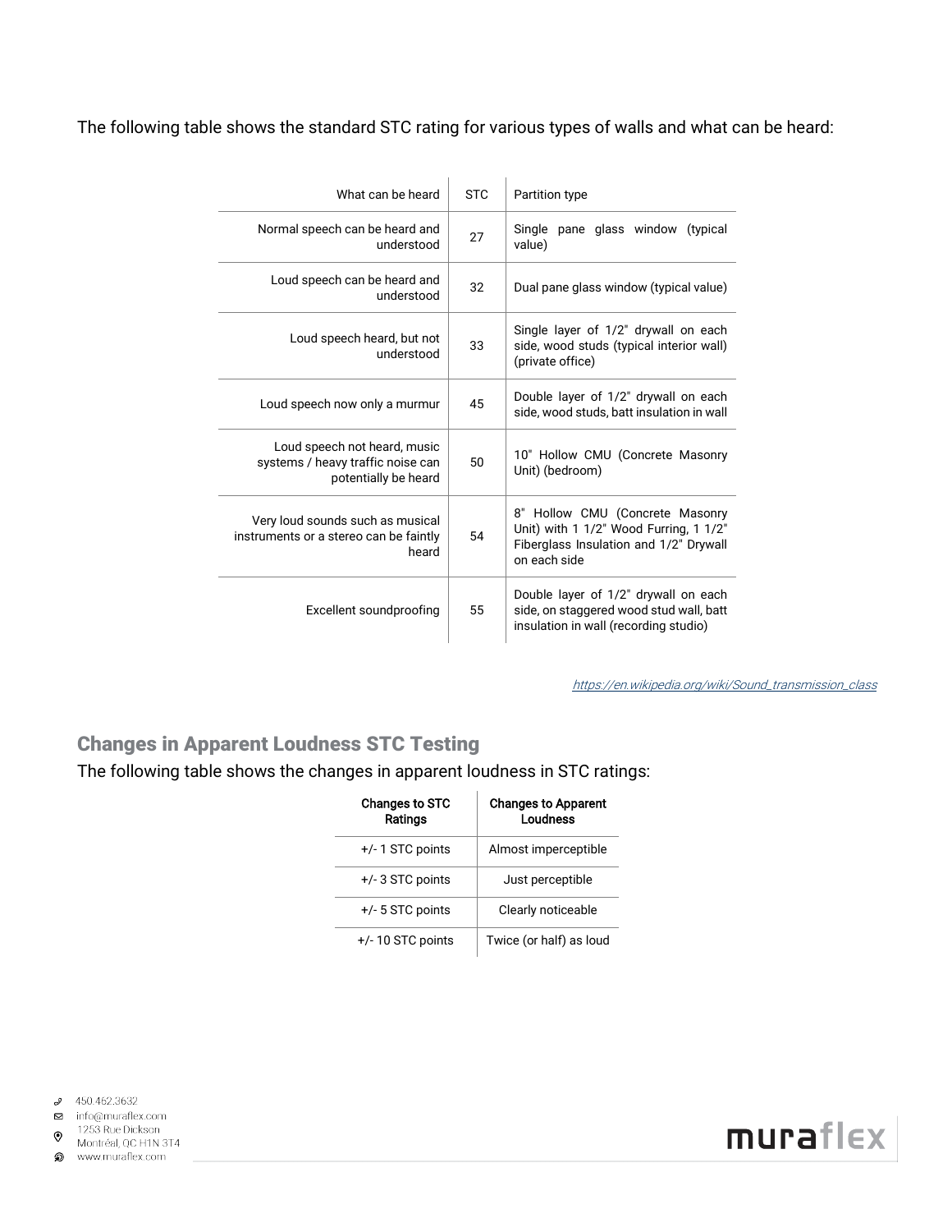The following table shows the standard STC rating for various types of walls and what can be heard:

| What can be heard | STC | Partition type |
| --- | --- | --- |
| Normal speech can be heard and understood | 27 | Single pane glass window (typical value) |
| Loud speech can be heard and understood | 32 | Dual pane glass window (typical value) |
| Loud speech heard, but not understood | 33 | Single layer of 1/2" drywall on each side, wood studs (typical interior wall) (private office) |
| Loud speech now only a murmur | 45 | Double layer of 1/2" drywall on each side, wood studs, batt insulation in wall |
| Loud speech not heard, music systems / heavy traffic noise can potentially be heard | 50 | 10" Hollow CMU (Concrete Masonry Unit) (bedroom) |
| Very loud sounds such as musical instruments or a stereo can be faintly heard | 54 | 8" Hollow CMU (Concrete Masonry Unit) with 1 1/2" Wood Furring, 1 1/2" Fiberglass Insulation and 1/2" Drywall on each side |
| Excellent soundproofing | 55 | Double layer of 1/2" drywall on each side, on staggered wood stud wall, batt insulation in wall (recording studio) |

*https://en.wikipedia.org/wiki/Sound_transmission_class*

## Changes in Apparent Loudness STC Testing

The following table shows the changes in apparent loudness in STC ratings:

| Changes to STC Ratings | Changes to Apparent Loudness |
| --- | --- |
| +/- 1 STC points | Almost imperceptible |
| +/- 3 STC points | Just perceptible |
| +/- 5 STC points | Clearly noticeable |
| +/- 10 STC points | Twice (or half) as loud |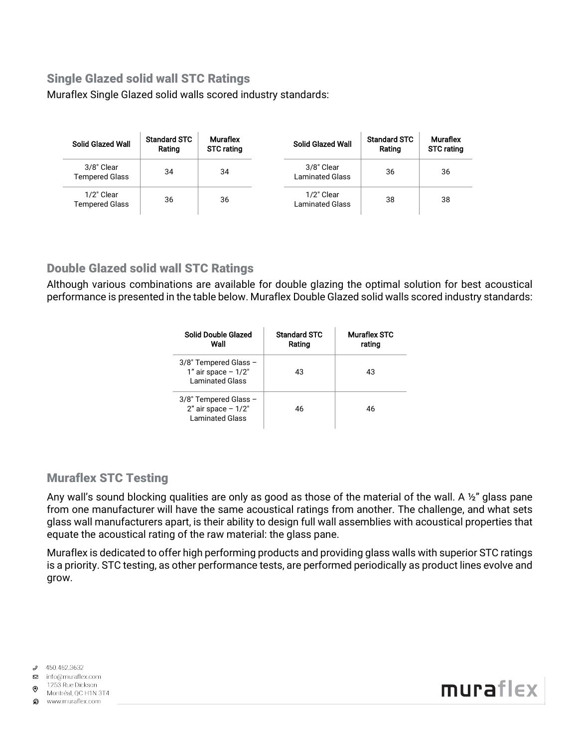## Single Glazed solid wall STC Ratings

Muraflex Single Glazed solid walls scored industry standards:

| Solid Glazed Wall | Standard STC Rating | Muraflex STC rating |
|---|---|---|
| 3/8" Clear Tempered Glass | 34 | 34 |
| 1/2" Clear Tempered Glass | 36 | 36 |

| Solid Glazed Wall | Standard STC Rating | Muraflex STC rating |
|---|---|---|
| 3/8" Clear Laminated Glass | 36 | 36 |
| 1/2" Clear Laminated Glass | 38 | 38 |

## Double Glazed solid wall STC Ratings

Although various combinations are available for double glazing the optimal solution for best acoustical performance is presented in the table below. Muraflex Double Glazed solid walls scored industry standards:

| Solid Double Glazed Wall | Standard STC Rating | Muraflex STC rating |
|---|---|---|
| 3/8" Tempered Glass – 1" air space – 1/2" Laminated Glass | 43 | 43 |
| 3/8" Tempered Glass – 2" air space – 1/2" Laminated Glass | 46 | 46 |

## Muraflex STC Testing

Any wall's sound blocking qualities are only as good as those of the material of the wall. A ½" glass pane from one manufacturer will have the same acoustical ratings from another. The challenge, and what sets glass wall manufacturers apart, is their ability to design full wall assemblies with acoustical properties that equate the acoustical rating of the raw material: the glass pane.

Muraflex is dedicated to offer high performing products and providing glass walls with superior STC ratings is a priority. STC testing, as other performance tests, are performed periodically as product lines evolve and grow.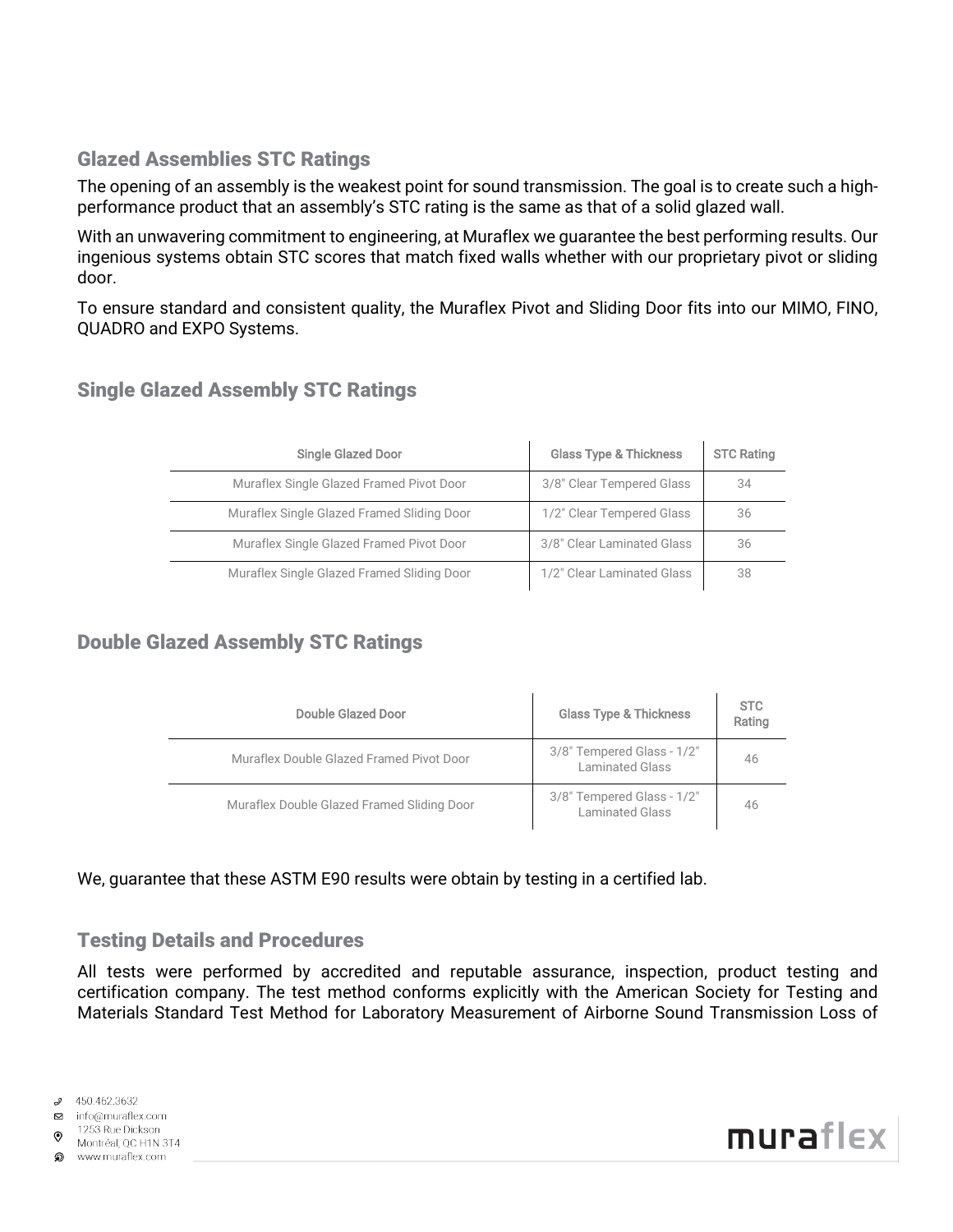## Glazed Assemblies STC Ratings

The opening of an assembly is the weakest point for sound transmission. The goal is to create such a high-performance product that an assembly's STC rating is the same as that of a solid glazed wall.

With an unwavering commitment to engineering, at Muraflex we guarantee the best performing results. Our ingenious systems obtain STC scores that match fixed walls whether with our proprietary pivot or sliding door.

To ensure standard and consistent quality, the Muraflex Pivot and Sliding Door fits into our MIMO, FINO, QUADRO and EXPO Systems.

## Single Glazed Assembly STC Ratings

| Single Glazed Door | Glass Type & Thickness | STC Rating |
|---|---|---|
| Muraflex Single Glazed Framed Pivot Door | 3/8" Clear Tempered Glass | 34 |
| Muraflex Single Glazed Framed Sliding Door | 1/2" Clear Tempered Glass | 36 |
| Muraflex Single Glazed Framed Pivot Door | 3/8" Clear Laminated Glass | 36 |
| Muraflex Single Glazed Framed Sliding Door | 1/2" Clear Laminated Glass | 38 |

## Double Glazed Assembly STC Ratings

| Double Glazed Door | Glass Type & Thickness | STC Rating |
|---|---|---|
| Muraflex Double Glazed Framed Pivot Door | 3/8" Tempered Glass - 1/2" Laminated Glass | 46 |
| Muraflex Double Glazed Framed Sliding Door | 3/8" Tempered Glass - 1/2" Laminated Glass | 46 |

We, guarantee that these ASTM E90 results were obtain by testing in a certified lab.

## Testing Details and Procedures

All tests were performed by accredited and reputable assurance, inspection, product testing and certification company. The test method conforms explicitly with the American Society for Testing and Materials Standard Test Method for Laboratory Measurement of Airborne Sound Transmission Loss of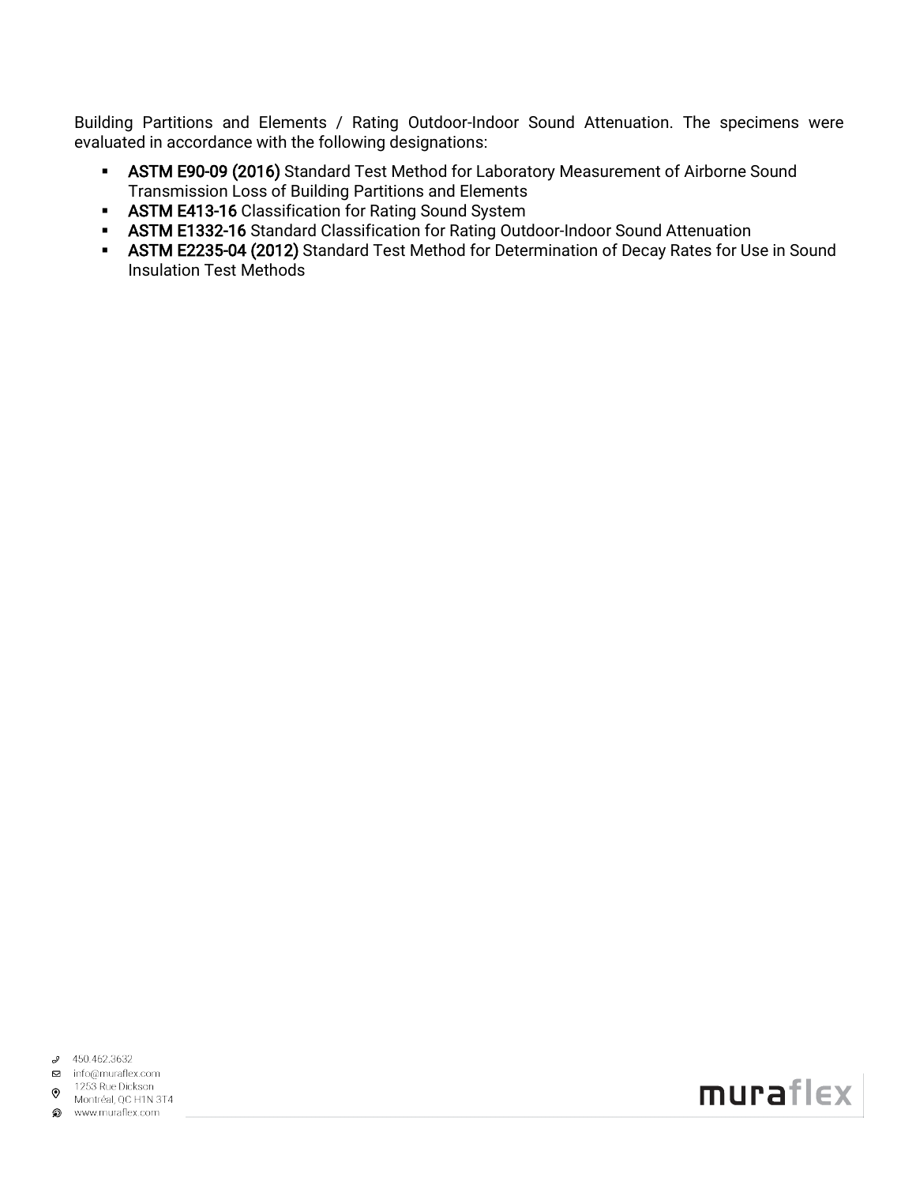Building Partitions and Elements / Rating Outdoor-Indoor Sound Attenuation. The specimens were evaluated in accordance with the following designations:

- **ASTM E90-09 (2016)** Standard Test Method for Laboratory Measurement of Airborne Sound Transmission Loss of Building Partitions and Elements
- **ASTM E413-16** Classification for Rating Sound System
- **ASTM E1332-16** Standard Classification for Rating Outdoor-Indoor Sound Attenuation
- **ASTM E2235-04 (2012)** Standard Test Method for Determination of Decay Rates for Use in Sound Insulation Test Methods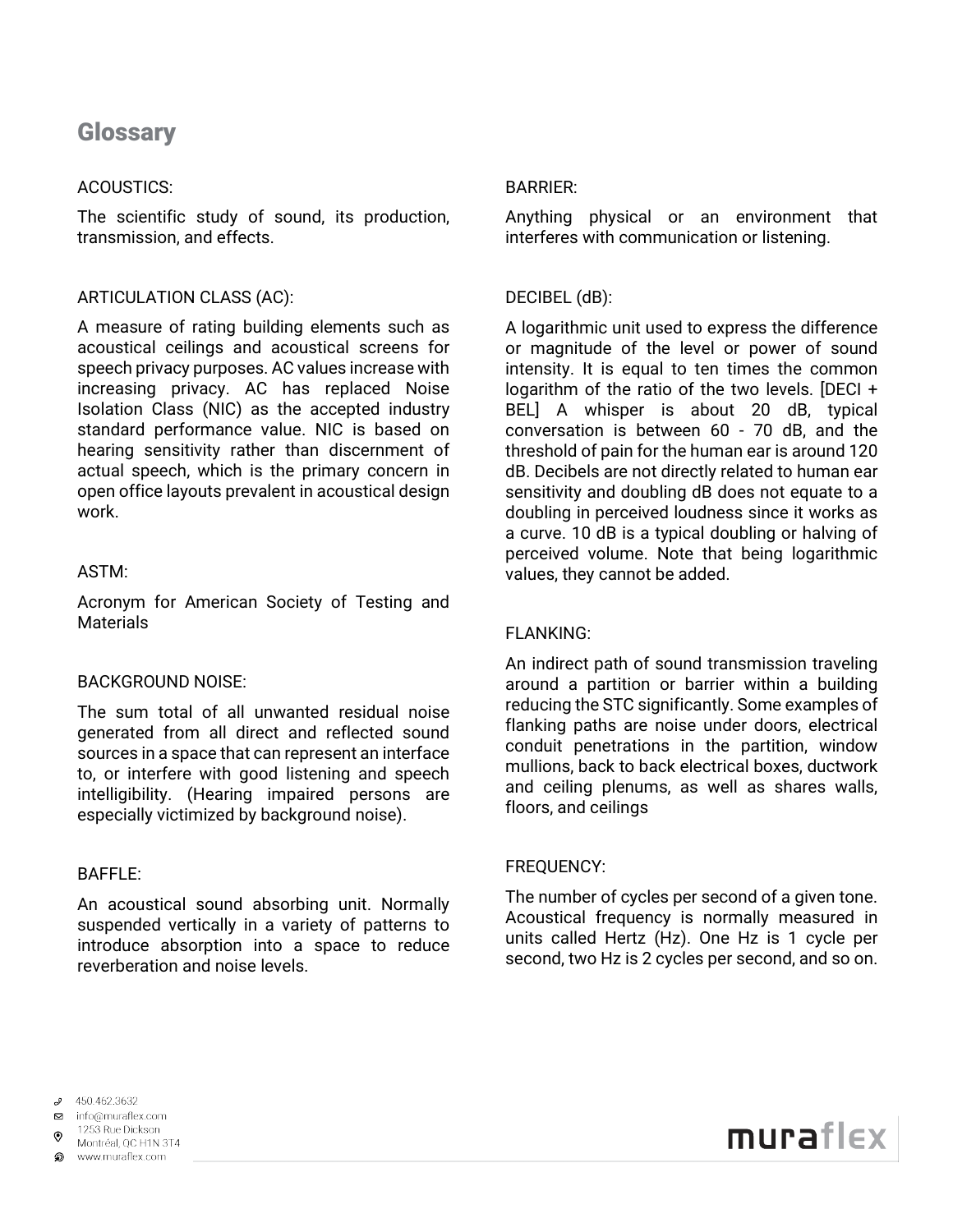## Glossary

ACOUSTICS:

The scientific study of sound, its production, transmission, and effects.

ARTICULATION CLASS (AC):

A measure of rating building elements such as acoustical ceilings and acoustical screens for speech privacy purposes. AC values increase with increasing privacy. AC has replaced Noise Isolation Class (NIC) as the accepted industry standard performance value. NIC is based on hearing sensitivity rather than discernment of actual speech, which is the primary concern in open office layouts prevalent in acoustical design work.

ASTM:

Acronym for American Society of Testing and Materials

BACKGROUND NOISE:

The sum total of all unwanted residual noise generated from all direct and reflected sound sources in a space that can represent an interface to, or interfere with good listening and speech intelligibility. (Hearing impaired persons are especially victimized by background noise).

BAFFLE:

An acoustical sound absorbing unit. Normally suspended vertically in a variety of patterns to introduce absorption into a space to reduce reverberation and noise levels.

BARRIER:

Anything physical or an environment that interferes with communication or listening.

DECIBEL (dB):

A logarithmic unit used to express the difference or magnitude of the level or power of sound intensity. It is equal to ten times the common logarithm of the ratio of the two levels. [DECI + BEL] A whisper is about 20 dB, typical conversation is between 60 - 70 dB, and the threshold of pain for the human ear is around 120 dB. Decibels are not directly related to human ear sensitivity and doubling dB does not equate to a doubling in perceived loudness since it works as a curve. 10 dB is a typical doubling or halving of perceived volume. Note that being logarithmic values, they cannot be added.

FLANKING:

An indirect path of sound transmission traveling around a partition or barrier within a building reducing the STC significantly. Some examples of flanking paths are noise under doors, electrical conduit penetrations in the partition, window mullions, back to back electrical boxes, ductwork and ceiling plenums, as well as shares walls, floors, and ceilings

FREQUENCY:

The number of cycles per second of a given tone. Acoustical frequency is normally measured in units called Hertz (Hz). One Hz is 1 cycle per second, two Hz is 2 cycles per second, and so on.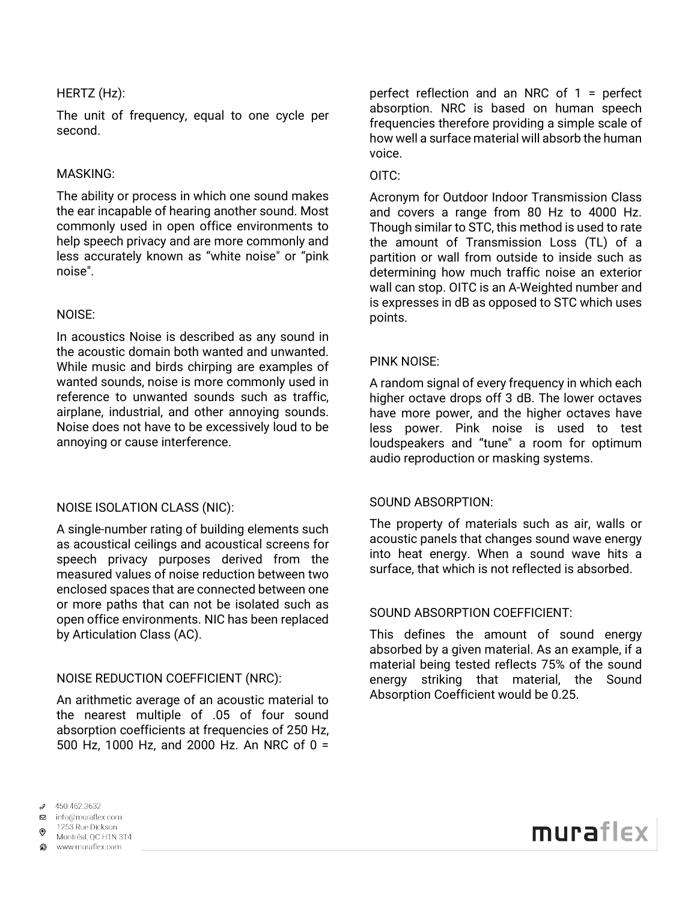### HERTZ (Hz):

The unit of frequency, equal to one cycle per second.

### MASKING:

The ability or process in which one sound makes the ear incapable of hearing another sound. Most commonly used in open office environments to help speech privacy and are more commonly and less accurately known as “white noise" or “pink noise".

### NOISE:

In acoustics Noise is described as any sound in the acoustic domain both wanted and unwanted. While music and birds chirping are examples of wanted sounds, noise is more commonly used in reference to unwanted sounds such as traffic, airplane, industrial, and other annoying sounds. Noise does not have to be excessively loud to be annoying or cause interference.

### NOISE ISOLATION CLASS (NIC):

A single-number rating of building elements such as acoustical ceilings and acoustical screens for speech privacy purposes derived from the measured values of noise reduction between two enclosed spaces that are connected between one or more paths that can not be isolated such as open office environments. NIC has been replaced by Articulation Class (AC).

### NOISE REDUCTION COEFFICIENT (NRC):

An arithmetic average of an acoustic material to the nearest multiple of .05 of four sound absorption coefficients at frequencies of 250 Hz, 500 Hz, 1000 Hz, and 2000 Hz. An NRC of 0 = perfect reflection and an NRC of 1 = perfect absorption. NRC is based on human speech frequencies therefore providing a simple scale of how well a surface material will absorb the human voice.

### OITC:

Acronym for Outdoor Indoor Transmission Class and covers a range from 80 Hz to 4000 Hz. Though similar to STC, this method is used to rate the amount of Transmission Loss (TL) of a partition or wall from outside to inside such as determining how much traffic noise an exterior wall can stop. OITC is an A-Weighted number and is expresses in dB as opposed to STC which uses points.

### PINK NOISE:

A random signal of every frequency in which each higher octave drops off 3 dB. The lower octaves have more power, and the higher octaves have less power. Pink noise is used to test loudspeakers and “tune" a room for optimum audio reproduction or masking systems.

### SOUND ABSORPTION:

The property of materials such as air, walls or acoustic panels that changes sound wave energy into heat energy. When a sound wave hits a surface, that which is not reflected is absorbed.

### SOUND ABSORPTION COEFFICIENT:

This defines the amount of sound energy absorbed by a given material. As an example, if a material being tested reflects 75% of the sound energy striking that material, the Sound Absorption Coefficient would be 0.25.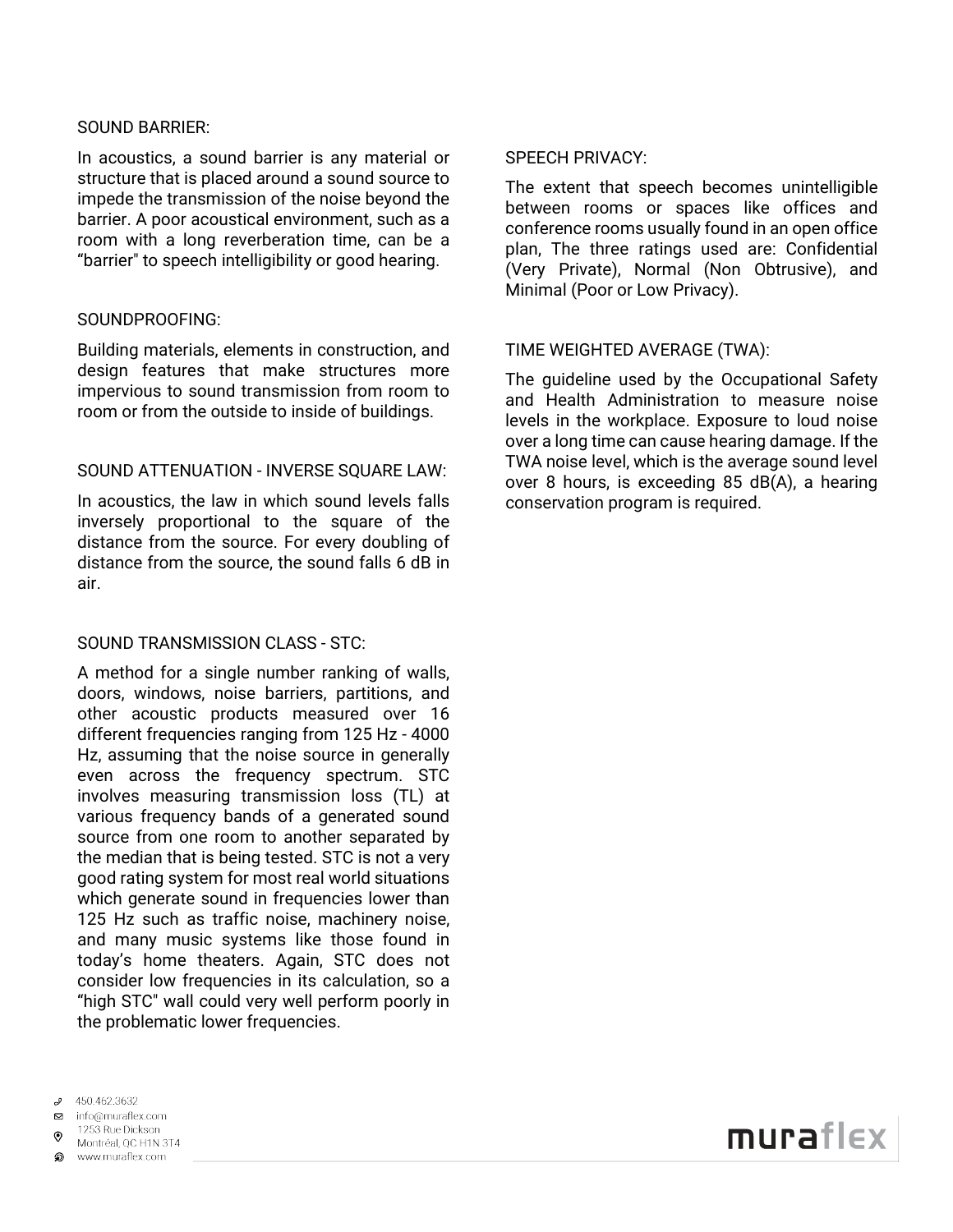SOUND BARRIER:

In acoustics, a sound barrier is any material or structure that is placed around a sound source to impede the transmission of the noise beyond the barrier. A poor acoustical environment, such as a room with a long reverberation time, can be a "barrier" to speech intelligibility or good hearing.

SOUNDPROOFING:

Building materials, elements in construction, and design features that make structures more impervious to sound transmission from room to room or from the outside to inside of buildings.

SOUND ATTENUATION - INVERSE SQUARE LAW:

In acoustics, the law in which sound levels falls inversely proportional to the square of the distance from the source. For every doubling of distance from the source, the sound falls 6 dB in air.

SOUND TRANSMISSION CLASS - STC:

A method for a single number ranking of walls, doors, windows, noise barriers, partitions, and other acoustic products measured over 16 different frequencies ranging from 125 Hz - 4000 Hz, assuming that the noise source in generally even across the frequency spectrum. STC involves measuring transmission loss (TL) at various frequency bands of a generated sound source from one room to another separated by the median that is being tested. STC is not a very good rating system for most real world situations which generate sound in frequencies lower than 125 Hz such as traffic noise, machinery noise, and many music systems like those found in today's home theaters. Again, STC does not consider low frequencies in its calculation, so a "high STC" wall could very well perform poorly in the problematic lower frequencies.

SPEECH PRIVACY:

The extent that speech becomes unintelligible between rooms or spaces like offices and conference rooms usually found in an open office plan, The three ratings used are: Confidential (Very Private), Normal (Non Obtrusive), and Minimal (Poor or Low Privacy).

TIME WEIGHTED AVERAGE (TWA):

The guideline used by the Occupational Safety and Health Administration to measure noise levels in the workplace. Exposure to loud noise over a long time can cause hearing damage. If the TWA noise level, which is the average sound level over 8 hours, is exceeding 85 dB(A), a hearing conservation program is required.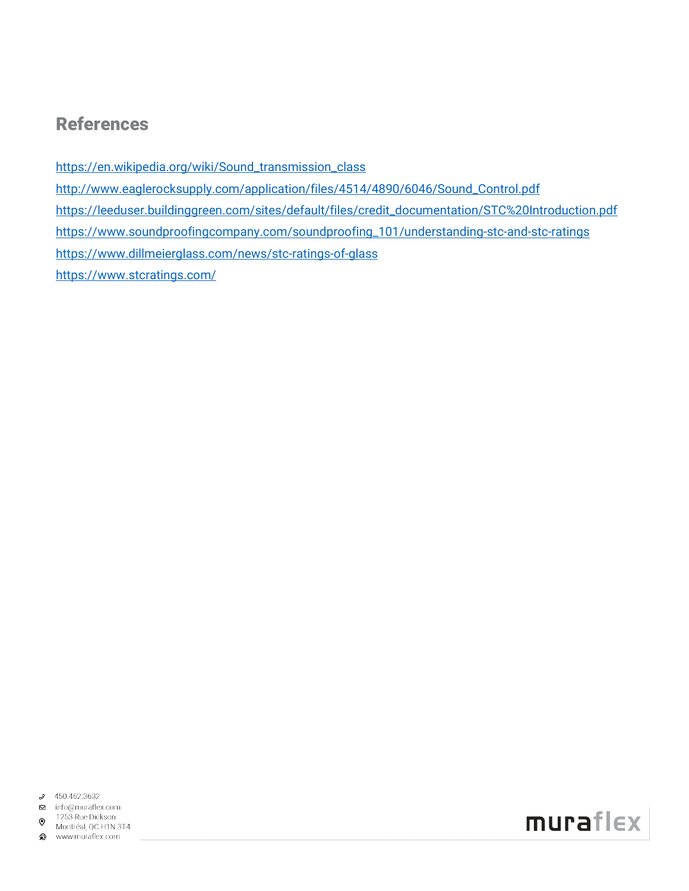## References

https://en.wikipedia.org/wiki/Sound_transmission_class

http://www.eaglerocksupply.com/application/files/4514/4890/6046/Sound_Control.pdf

https://leeduser.buildinggreen.com/sites/default/files/credit_documentation/STC%20Introduction.pdf

https://www.soundproofingcompany.com/soundproofing_101/understanding-stc-and-stc-ratings

https://www.dillmeierglass.com/news/stc-ratings-of-glass

https://www.stcratings.com/